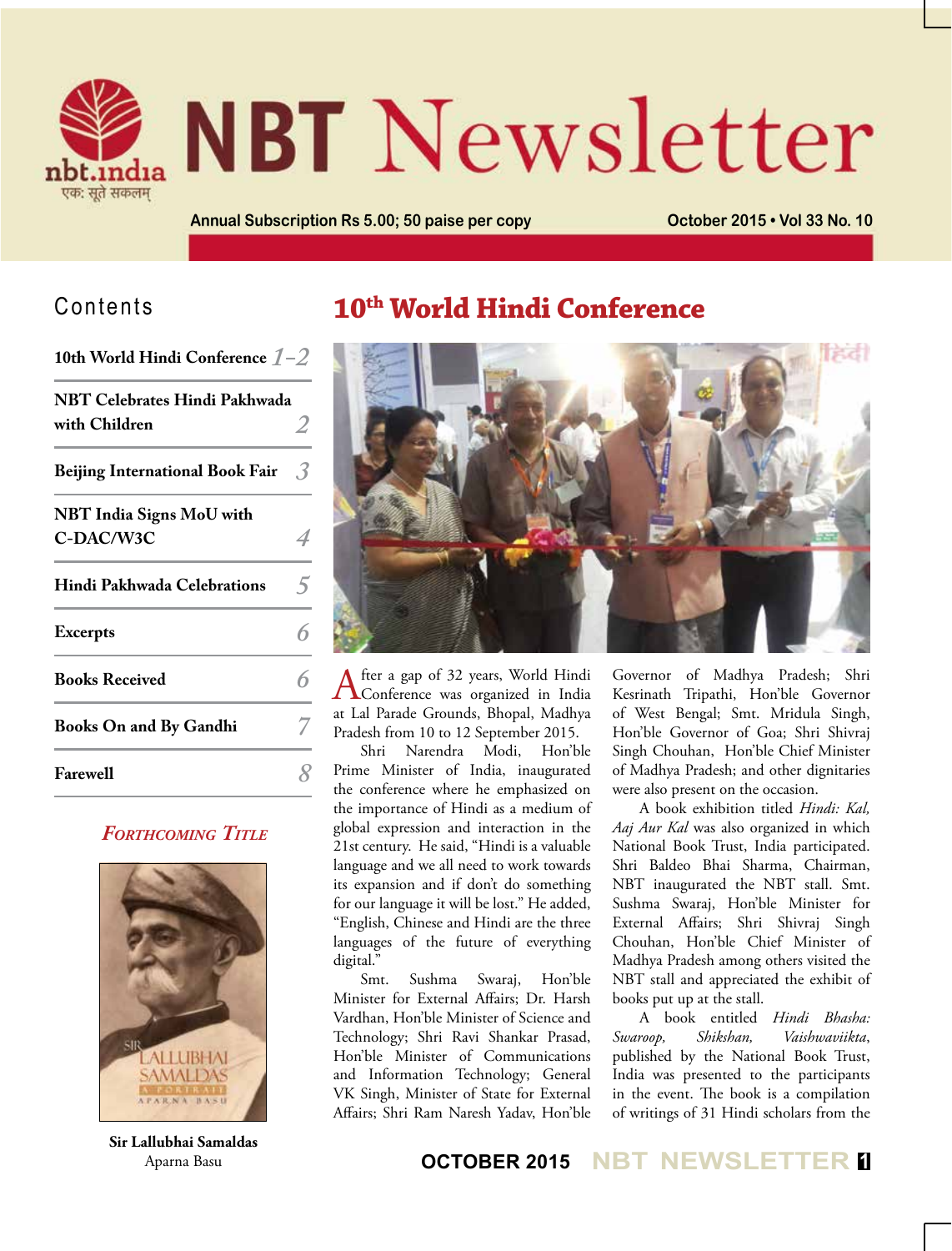# NBT Newsletter

Annual Subscription Rs 5.00; 50 paise per copy

October 2015 • Vol 33 No. 10

## Contents

| | |
|---|---|
| 10th World Hindi Conference | 1–2 |
| NBT Celebrates Hindi Pakhwada with Children | 2 |
| Beijing International Book Fair | 3 |
| NBT India Signs MoU with C-DAC/W3C | 4 |
| Hindi Pakhwada Celebrations | 5 |
| Excerpts | 6 |
| Books Received | 6 |
| Books On and By Gandhi | 7 |
| Farewell | 8 |

### Forthcoming Title

**Sir Lallubhai Samaldas**
Aparna Basu

# 10th World Hindi Conference

After a gap of 32 years, World Hindi Conference was organized in India at Lal Parade Grounds, Bhopal, Madhya Pradesh from 10 to 12 September 2015.

Shri Narendra Modi, Hon'ble Prime Minister of India, inaugurated the conference where he emphasized on the importance of Hindi as a medium of global expression and interaction in the 21st century. He said, "Hindi is a valuable language and we all need to work towards its expansion and if don't do something for our language it will be lost." He added, "English, Chinese and Hindi are the three languages of the future of everything digital."

Smt. Sushma Swaraj, Hon'ble Minister for External Affairs; Dr. Harsh Vardhan, Hon'ble Minister of Science and Technology; Shri Ravi Shankar Prasad, Hon'ble Minister of Communications and Information Technology; General VK Singh, Minister of State for External Affairs; Shri Ram Naresh Yadav, Hon'ble Governor of Madhya Pradesh; Shri Kesrinath Tripathi, Hon'ble Governor of West Bengal; Smt. Mridula Singh, Hon'ble Governor of Goa; Shri Shivraj Singh Chouhan, Hon'ble Chief Minister of Madhya Pradesh; and other dignitaries were also present on the occasion.

A book exhibition titled *Hindi: Kal, Aaj Aur Kal* was also organized in which National Book Trust, India participated. Shri Baldeo Bhai Sharma, Chairman, NBT inaugurated the NBT stall. Smt. Sushma Swaraj, Hon'ble Minister for External Affairs; Shri Shivraj Singh Chouhan, Hon'ble Chief Minister of Madhya Pradesh among others visited the NBT stall and appreciated the exhibit of books put up at the stall.

A book entitled *Hindi Bhasha: Swaroop, Shikshan, Vaishwaviikta*, published by the National Book Trust, India was presented to the participants in the event. The book is a compilation of writings of 31 Hindi scholars from the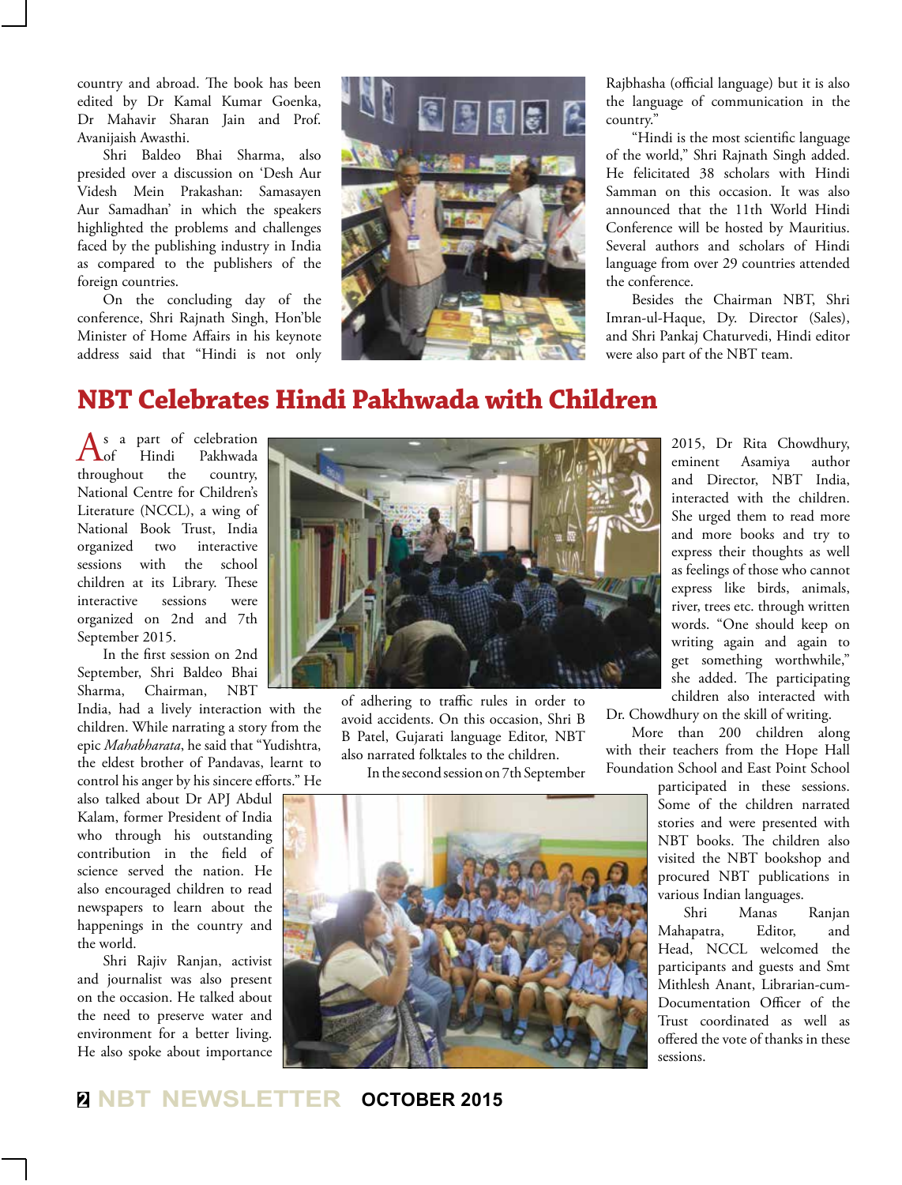country and abroad. The book has been edited by Dr Kamal Kumar Goenka, Dr Mahavir Sharan Jain and Prof. Avanijaish Awasthi.

Shri Baldeo Bhai Sharma, also presided over a discussion on 'Desh Aur Videsh Mein Prakashan: Samasayen Aur Samadhan' in which the speakers highlighted the problems and challenges faced by the publishing industry in India as compared to the publishers of the foreign countries.

On the concluding day of the conference, Shri Rajnath Singh, Hon'ble Minister of Home Affairs in his keynote address said that "Hindi is not only Rajbhasha (official language) but it is also the language of communication in the country."

"Hindi is the most scientific language of the world," Shri Rajnath Singh added. He felicitated 38 scholars with Hindi Samman on this occasion. It was also announced that the 11th World Hindi Conference will be hosted by Mauritius. Several authors and scholars of Hindi language from over 29 countries attended the conference.

Besides the Chairman NBT, Shri Imran-ul-Haque, Dy. Director (Sales), and Shri Pankaj Chaturvedi, Hindi editor were also part of the NBT team.

## NBT Celebrates Hindi Pakhwada with Children

As a part of celebration of Hindi Pakhwada throughout the country, National Centre for Children's Literature (NCCL), a wing of National Book Trust, India organized two interactive sessions with the school children at its Library. These interactive sessions were organized on 2nd and 7th September 2015.

In the first session on 2nd September, Shri Baldeo Bhai Sharma, Chairman, NBT India, had a lively interaction with the children. While narrating a story from the epic *Mahabharata*, he said that "Yudishtra, the eldest brother of Pandavas, learnt to control his anger by his sincere efforts." He also talked about Dr APJ Abdul Kalam, former President of India who through his outstanding contribution in the field of science served the nation. He also encouraged children to read newspapers to learn about the happenings in the country and the world.

Shri Rajiv Ranjan, activist and journalist was also present on the occasion. He talked about the need to preserve water and environment for a better living. He also spoke about importance of adhering to traffic rules in order to avoid accidents. On this occasion, Shri B B Patel, Gujarati language Editor, NBT also narrated folktales to the children.

In the second session on 7th September 2015, Dr Rita Chowdhury, eminent Asamiya author and Director, NBT India, interacted with the children. She urged them to read more and more books and try to express their thoughts as well as feelings of those who cannot express like birds, animals, river, trees etc. through written words. "One should keep on writing again and again to get something worthwhile," she added. The participating children also interacted with Dr. Chowdhury on the skill of writing.

More than 200 children along with their teachers from the Hope Hall Foundation School and East Point School participated in these sessions. Some of the children narrated stories and were presented with NBT books. The children also visited the NBT bookshop and procured NBT publications in various Indian languages.

Shri Manas Ranjan Mahapatra, Editor, and Head, NCCL welcomed the participants and guests and Smt Mithlesh Anant, Librarian-cum-Documentation Officer of the Trust coordinated as well as offered the vote of thanks in these sessions.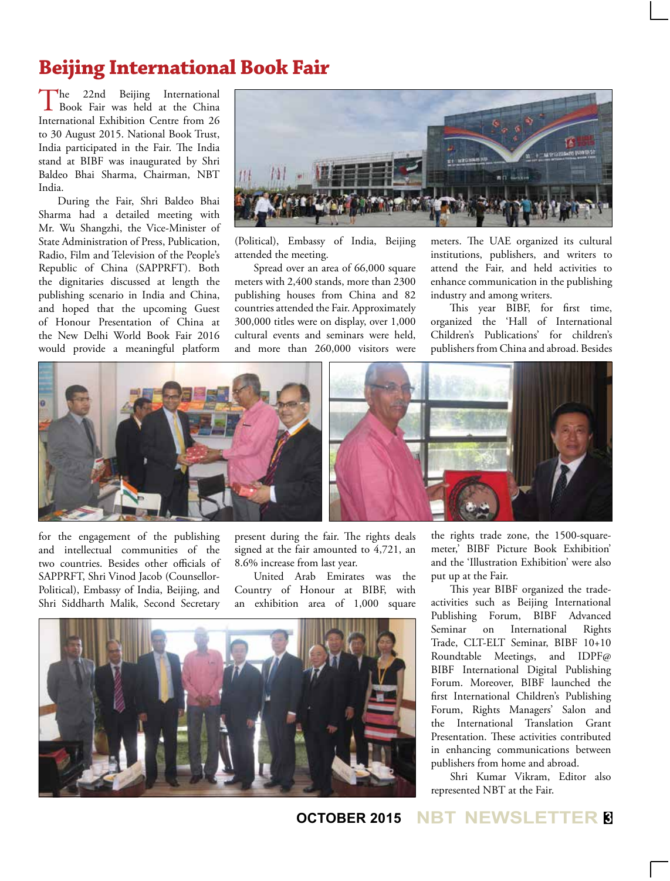# Beijing International Book Fair

The 22nd Beijing International Book Fair was held at the China International Exhibition Centre from 26 to 30 August 2015. National Book Trust, India participated in the Fair. The India stand at BIBF was inaugurated by Shri Baldeo Bhai Sharma, Chairman, NBT India.

During the Fair, Shri Baldeo Bhai Sharma had a detailed meeting with Mr. Wu Shangzhi, the Vice-Minister of State Administration of Press, Publication, Radio, Film and Television of the People's Republic of China (SAPPRFT). Both the dignitaries discussed at length the publishing scenario in India and China, and hoped that the upcoming Guest of Honour Presentation of China at the New Delhi World Book Fair 2016 would provide a meaningful platform for the engagement of the publishing and intellectual communities of the two countries. Besides other officials of SAPPRFT, Shri Vinod Jacob (Counsellor-Political), Embassy of India, Beijing, and Shri Siddharth Malik, Second Secretary (Political), Embassy of India, Beijing attended the meeting.

Spread over an area of 66,000 square meters with 2,400 stands, more than 2300 publishing houses from China and 82 countries attended the Fair. Approximately 300,000 titles were on display, over 1,000 cultural events and seminars were held, and more than 260,000 visitors were present during the fair. The rights deals signed at the fair amounted to 4,721, an 8.6% increase from last year.

United Arab Emirates was the Country of Honour at BIBF, with an exhibition area of 1,000 square meters. The UAE organized its cultural institutions, publishers, and writers to attend the Fair, and held activities to enhance communication in the publishing industry and among writers.

This year BIBF, for first time, organized the 'Hall of International Children's Publications' for children's publishers from China and abroad. Besides the rights trade zone, the 1500-square-meter,' BIBF Picture Book Exhibition' and the 'Illustration Exhibition' were also put up at the Fair.

This year BIBF organized the trade-activities such as Beijing International Publishing Forum, BIBF Advanced Seminar on International Rights Trade, CLT-ELT Seminar, BIBF 10+10 Roundtable Meetings, and IDPF@BIBF International Digital Publishing Forum. Moreover, BIBF launched the first International Children's Publishing Forum, Rights Managers' Salon and the International Translation Grant Presentation. These activities contributed in enhancing communications between publishers from home and abroad.

Shri Kumar Vikram, Editor also represented NBT at the Fair.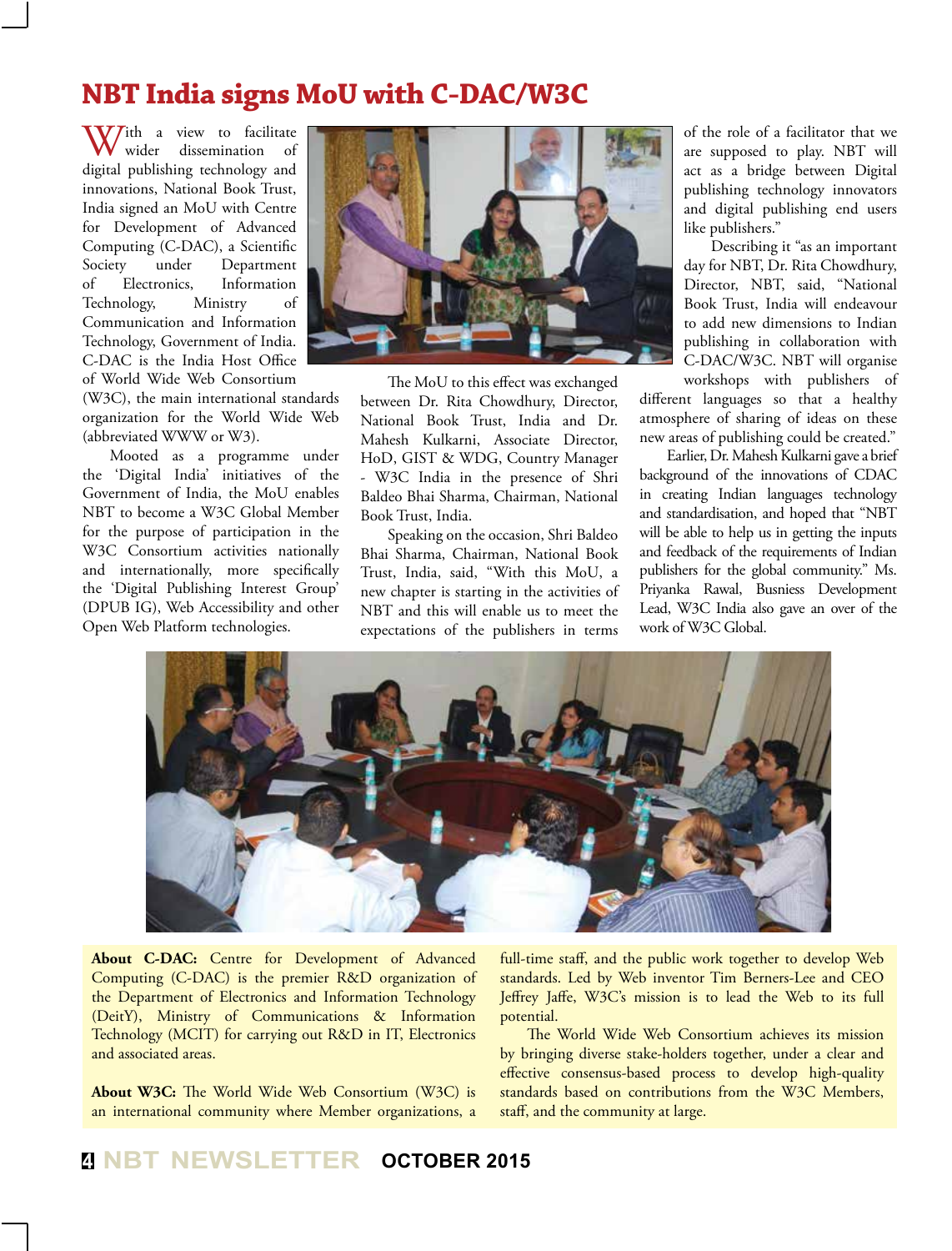# NBT India signs MoU with C-DAC/W3C

With a view to facilitate wider dissemination of digital publishing technology and innovations, National Book Trust, India signed an MoU with Centre for Development of Advanced Computing (C-DAC), a Scientific Society under Department of Electronics, Information Technology, Ministry of Communication and Information Technology, Government of India. C-DAC is the India Host Office of World Wide Web Consortium (W3C), the main international standards organization for the World Wide Web (abbreviated WWW or W3).

Mooted as a programme under the 'Digital India' initiatives of the Government of India, the MoU enables NBT to become a W3C Global Member for the purpose of participation in the W3C Consortium activities nationally and internationally, more specifically the 'Digital Publishing Interest Group' (DPUB IG), Web Accessibility and other Open Web Platform technologies.

The MoU to this effect was exchanged between Dr. Rita Chowdhury, Director, National Book Trust, India and Dr. Mahesh Kulkarni, Associate Director, HoD, GIST & WDG, Country Manager - W3C India in the presence of Shri Baldeo Bhai Sharma, Chairman, National Book Trust, India.

Speaking on the occasion, Shri Baldeo Bhai Sharma, Chairman, National Book Trust, India, said, "With this MoU, a new chapter is starting in the activities of NBT and this will enable us to meet the expectations of the publishers in terms of the role of a facilitator that we are supposed to play. NBT will act as a bridge between Digital publishing technology innovators and digital publishing end users like publishers."

Describing it "as an important day for NBT, Dr. Rita Chowdhury, Director, NBT, said, "National Book Trust, India will endeavour to add new dimensions to Indian publishing in collaboration with C-DAC/W3C. NBT will organise workshops with publishers of different languages so that a healthy atmosphere of sharing of ideas on these new areas of publishing could be created."

Earlier, Dr. Mahesh Kulkarni gave a brief background of the innovations of CDAC in creating Indian languages technology and standardisation, and hoped that "NBT will be able to help us in getting the inputs and feedback of the requirements of Indian publishers for the global community." Ms. Priyanka Rawal, Busniess Development Lead, W3C India also gave an over of the work of W3C Global.

**About C-DAC:** Centre for Development of Advanced Computing (C-DAC) is the premier R&D organization of the Department of Electronics and Information Technology (DeitY), Ministry of Communications & Information Technology (MCIT) for carrying out R&D in IT, Electronics and associated areas.

**About W3C:** The World Wide Web Consortium (W3C) is an international community where Member organizations, a full-time staff, and the public work together to develop Web standards. Led by Web inventor Tim Berners-Lee and CEO Jeffrey Jaffe, W3C's mission is to lead the Web to its full potential.

The World Wide Web Consortium achieves its mission by bringing diverse stake-holders together, under a clear and effective consensus-based process to develop high-quality standards based on contributions from the W3C Members, staff, and the community at large.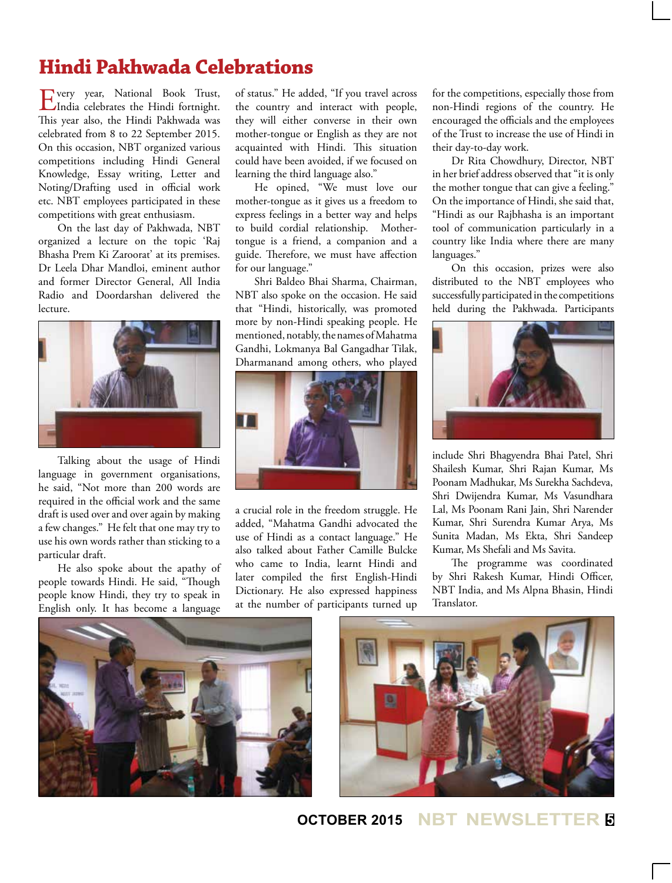# Hindi Pakhwada Celebrations

Every year, National Book Trust, India celebrates the Hindi fortnight. This year also, the Hindi Pakhwada was celebrated from 8 to 22 September 2015. On this occasion, NBT organized various competitions including Hindi General Knowledge, Essay writing, Letter and Noting/Drafting used in official work etc. NBT employees participated in these competitions with great enthusiasm.

On the last day of Pakhwada, NBT organized a lecture on the topic 'Raj Bhasha Prem Ki Zaroorat' at its premises. Dr Leela Dhar Mandloi, eminent author and former Director General, All India Radio and Doordarshan delivered the lecture.

Talking about the usage of Hindi language in government organisations, he said, "Not more than 200 words are required in the official work and the same draft is used over and over again by making a few changes." He felt that one may try to use his own words rather than sticking to a particular draft.

He also spoke about the apathy of people towards Hindi. He said, "Though people know Hindi, they try to speak in English only. It has become a language of status." He added, "If you travel across the country and interact with people, they will either converse in their own mother-tongue or English as they are not acquainted with Hindi. This situation could have been avoided, if we focused on learning the third language also."

He opined, "We must love our mother-tongue as it gives us a freedom to express feelings in a better way and helps to build cordial relationship. Mother-tongue is a friend, a companion and a guide. Therefore, we must have affection for our language."

Shri Baldeo Bhai Sharma, Chairman, NBT also spoke on the occasion. He said that "Hindi, historically, was promoted more by non-Hindi speaking people. He mentioned, notably, the names of Mahatma Gandhi, Lokmanya Bal Gangadhar Tilak, Dharmanand among others, who played a crucial role in the freedom struggle. He added, "Mahatma Gandhi advocated the use of Hindi as a contact language." He also talked about Father Camille Bulcke who came to India, learnt Hindi and later compiled the first English-Hindi Dictionary. He also expressed happiness at the number of participants turned up for the competitions, especially those from non-Hindi regions of the country. He encouraged the officials and the employees of the Trust to increase the use of Hindi in their day-to-day work.

Dr Rita Chowdhury, Director, NBT in her brief address observed that "it is only the mother tongue that can give a feeling." On the importance of Hindi, she said that, "Hindi as our Rajbhasha is an important tool of communication particularly in a country like India where there are many languages."

On this occasion, prizes were also distributed to the NBT employees who successfully participated in the competitions held during the Pakhwada. Participants include Shri Bhagyendra Bhai Patel, Shri Shailesh Kumar, Shri Rajan Kumar, Ms Poonam Madhukar, Ms Surekha Sachdeva, Shri Dwijendra Kumar, Ms Vasundhara Lal, Ms Poonam Rani Jain, Shri Narender Kumar, Shri Surendra Kumar Arya, Ms Sunita Madan, Ms Ekta, Shri Sandeep Kumar, Ms Shefali and Ms Savita.

The programme was coordinated by Shri Rakesh Kumar, Hindi Officer, NBT India, and Ms Alpna Bhasin, Hindi Translator.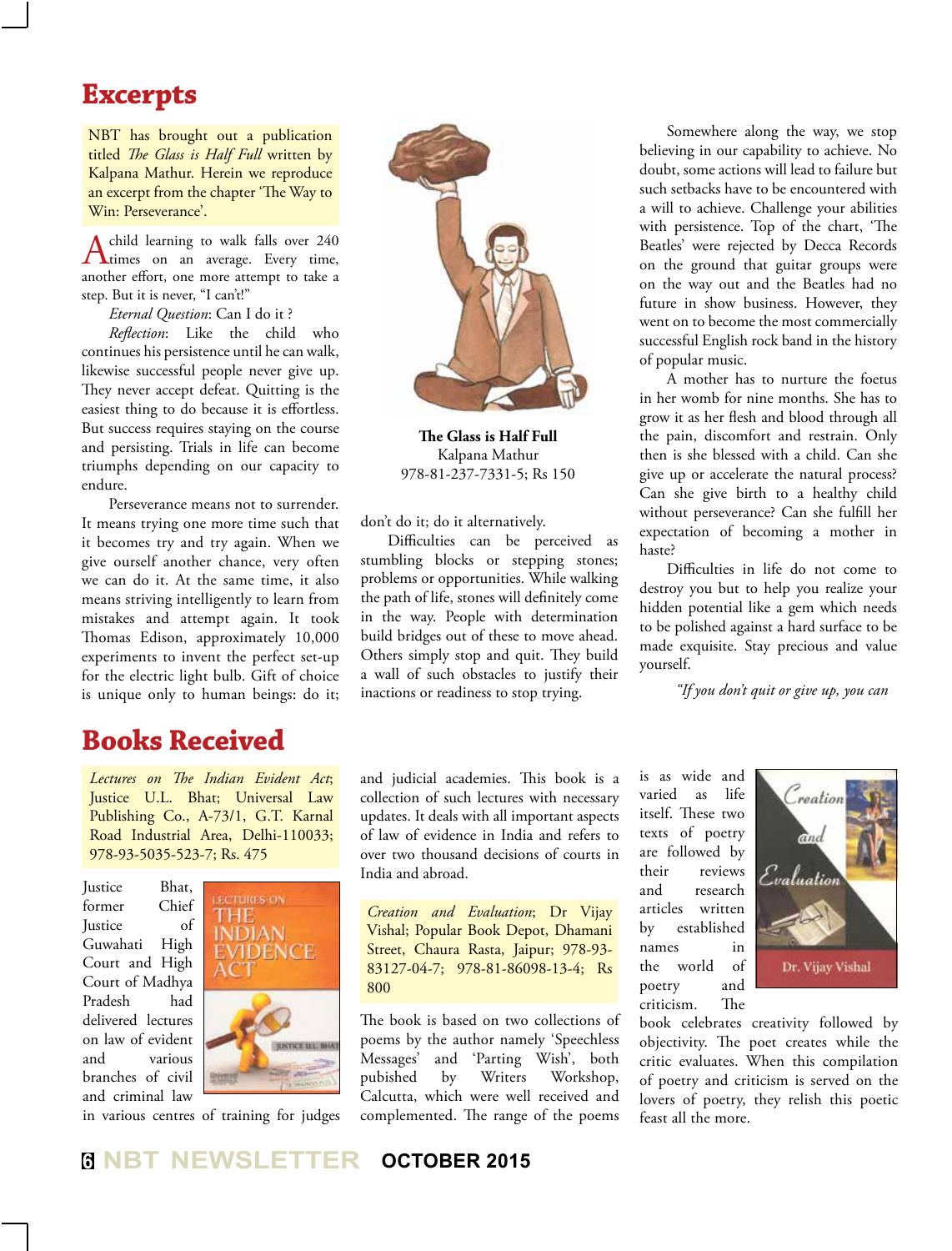# Excerpts

NBT has brought out a publication titled *The Glass is Half Full* written by Kalpana Mathur. Herein we reproduce an excerpt from the chapter 'The Way to Win: Perseverance'.

A child learning to walk falls over 240 times on an average. Every time, another effort, one more attempt to take a step. But it is never, "I can't!"

*Eternal Question*: Can I do it ?

*Reflection*: Like the child who continues his persistence until he can walk, likewise successful people never give up. They never accept defeat. Quitting is the easiest thing to do because it is effortless. But success requires staying on the course and persisting. Trials in life can become triumphs depending on our capacity to endure.

Perseverance means not to surrender. It means trying one more time such that it becomes try and try again. When we give ourself another chance, very often we can do it. At the same time, it also means striving intelligently to learn from mistakes and attempt again. It took Thomas Edison, approximately 10,000 experiments to invent the perfect set-up for the electric light bulb. Gift of choice is unique only to human beings: do it; don't do it; do it alternatively.

**The Glass is Half Full**
Kalpana Mathur
978-81-237-7331-5; Rs 150

Difficulties can be perceived as stumbling blocks or stepping stones; problems or opportunities. While walking the path of life, stones will definitely come in the way. People with determination build bridges out of these to move ahead. Others simply stop and quit. They build a wall of such obstacles to justify their inactions or readiness to stop trying.

Somewhere along the way, we stop believing in our capability to achieve. No doubt, some actions will lead to failure but such setbacks have to be encountered with a will to achieve. Challenge your abilities with persistence. Top of the chart, 'The Beatles' were rejected by Decca Records on the ground that guitar groups were on the way out and the Beatles had no future in show business. However, they went on to become the most commercially successful English rock band in the history of popular music.

A mother has to nurture the foetus in her womb for nine months. She has to grow it as her flesh and blood through all the pain, discomfort and restrain. Only then is she blessed with a child. Can she give up or accelerate the natural process? Can she give birth to a healthy child without perseverance? Can she fulfill her expectation of becoming a mother in haste?

Difficulties in life do not come to destroy you but to help you realize your hidden potential like a gem which needs to be polished against a hard surface to be made exquisite. Stay precious and value yourself.

*"If you don't quit or give up, you can*

# Books Received

*Lectures on The Indian Evident Act*; Justice U.L. Bhat; Universal Law Publishing Co., A-73/1, G.T. Karnal Road Industrial Area, Delhi-110033; 978-93-5035-523-7; Rs. 475

Justice Bhat, former Chief Justice of Guwahati High Court and High Court of Madhya Pradesh had delivered lectures on law of evident and various branches of civil and criminal law in various centres of training for judges and judicial academies. This book is a collection of such lectures with necessary updates. It deals with all important aspects of law of evidence in India and refers to over two thousand decisions of courts in India and abroad.

*Creation and Evaluation*; Dr Vijay Vishal; Popular Book Depot, Dhamani Street, Chaura Rasta, Jaipur; 978-93-83127-04-7; 978-81-86098-13-4; Rs 800

The book is based on two collections of poems by the author namely 'Speechless Messages' and 'Parting Wish', both pubished by Writers Workshop, Calcutta, which were well received and complemented. The range of the poems is as wide and varied as life itself. These two texts of poetry are followed by their reviews and research articles written by established names in the world of poetry and criticism. The book celebrates creativity followed by objectivity. The poet creates while the critic evaluates. When this compilation of poetry and criticism is served on the lovers of poetry, they relish this poetic feast all the more.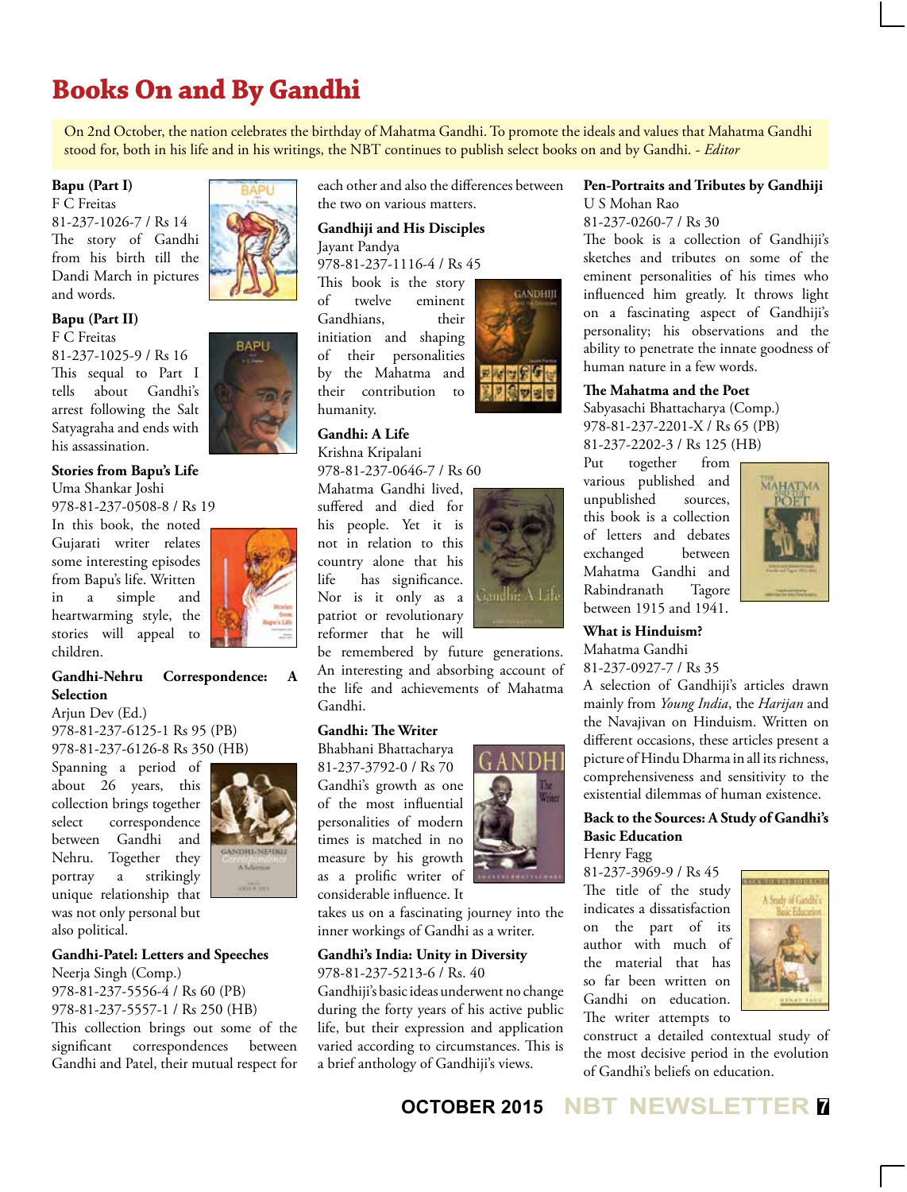# Books On and By Gandhi

On 2nd October, the nation celebrates the birthday of Mahatma Gandhi. To promote the ideals and values that Mahatma Gandhi stood for, both in his life and in his writings, the NBT continues to publish select books on and by Gandhi. - *Editor*

**Bapu (Part I)**
F C Freitas
81-237-1026-7 / Rs 14
The story of Gandhi from his birth till the Dandi March in pictures and words.

**Bapu (Part II)**
F C Freitas
81-237-1025-9 / Rs 16
This sequal to Part I tells about Gandhi's arrest following the Salt Satyagraha and ends with his assassination.

**Stories from Bapu's Life**
Uma Shankar Joshi
978-81-237-0508-8 / Rs 19
In this book, the noted Gujarati writer relates some interesting episodes from Bapu's life. Written in a simple and heartwarming style, the stories will appeal to children.

**Gandhi-Nehru Correspondence: A Selection**
Arjun Dev (Ed.)
978-81-237-6125-1 Rs 95 (PB)
978-81-237-6126-8 Rs 350 (HB)
Spanning a period of about 26 years, this collection brings together select correspondence between Gandhi and Nehru. Together they portray a strikingly unique relationship that was not only personal but also political.

**Gandhi-Patel: Letters and Speeches**
Neerja Singh (Comp.)
978-81-237-5556-4 / Rs 60 (PB)
978-81-237-5557-1 / Rs 250 (HB)
This collection brings out some of the significant correspondences between Gandhi and Patel, their mutual respect for each other and also the differences between the two on various matters.

**Gandhiji and His Disciples**
Jayant Pandya
978-81-237-1116-4 / Rs 45
This book is the story of twelve eminent Gandhians, their initiation and shaping of their personalities by the Mahatma and their contribution to humanity.

**Gandhi: A Life**
Krishna Kripalani
978-81-237-0646-7 / Rs 60
Mahatma Gandhi lived, suffered and died for his people. Yet it is not in relation to this country alone that his life has significance. Nor is it only as a patriot or revolutionary reformer that he will be remembered by future generations. An interesting and absorbing account of the life and achievements of Mahatma Gandhi.

**Gandhi: The Writer**
Bhabhani Bhattacharya
81-237-3792-0 / Rs 70
Gandhi's growth as one of the most influential personalities of modern times is matched in no measure by his growth as a prolific writer of considerable influence. It takes us on a fascinating journey into the inner workings of Gandhi as a writer.

**Gandhi's India: Unity in Diversity**
978-81-237-5213-6 / Rs. 40
Gandhiji's basic ideas underwent no change during the forty years of his active public life, but their expression and application varied according to circumstances. This is a brief anthology of Gandhiji's views.

**Pen-Portraits and Tributes by Gandhiji**
U S Mohan Rao
81-237-0260-7 / Rs 30
The book is a collection of Gandhiji's sketches and tributes on some of the eminent personalities of his times who influenced him greatly. It throws light on a fascinating aspect of Gandhiji's personality; his observations and the ability to penetrate the innate goodness of human nature in a few words.

**The Mahatma and the Poet**
Sabyasachi Bhattacharya (Comp.)
978-81-237-2201-X / Rs 65 (PB)
81-237-2202-3 / Rs 125 (HB)
Put together from various published and unpublished sources, this book is a collection of letters and debates exchanged between Mahatma Gandhi and Rabindranath Tagore between 1915 and 1941.

**What is Hinduism?**
Mahatma Gandhi
81-237-0927-7 / Rs 35
A selection of Gandhiji's articles drawn mainly from *Young India*, the *Harijan* and the Navajivan on Hinduism. Written on different occasions, these articles present a picture of Hindu Dharma in all its richness, comprehensiveness and sensitivity to the existential dilemmas of human existence.

**Back to the Sources: A Study of Gandhi's Basic Education**
Henry Fagg
81-237-3969-9 / Rs 45
The title of the study indicates a dissatisfaction on the part of its author with much of the material that has so far been written on Gandhi on education. The writer attempts to construct a detailed contextual study of the most decisive period in the evolution of Gandhi's beliefs on education.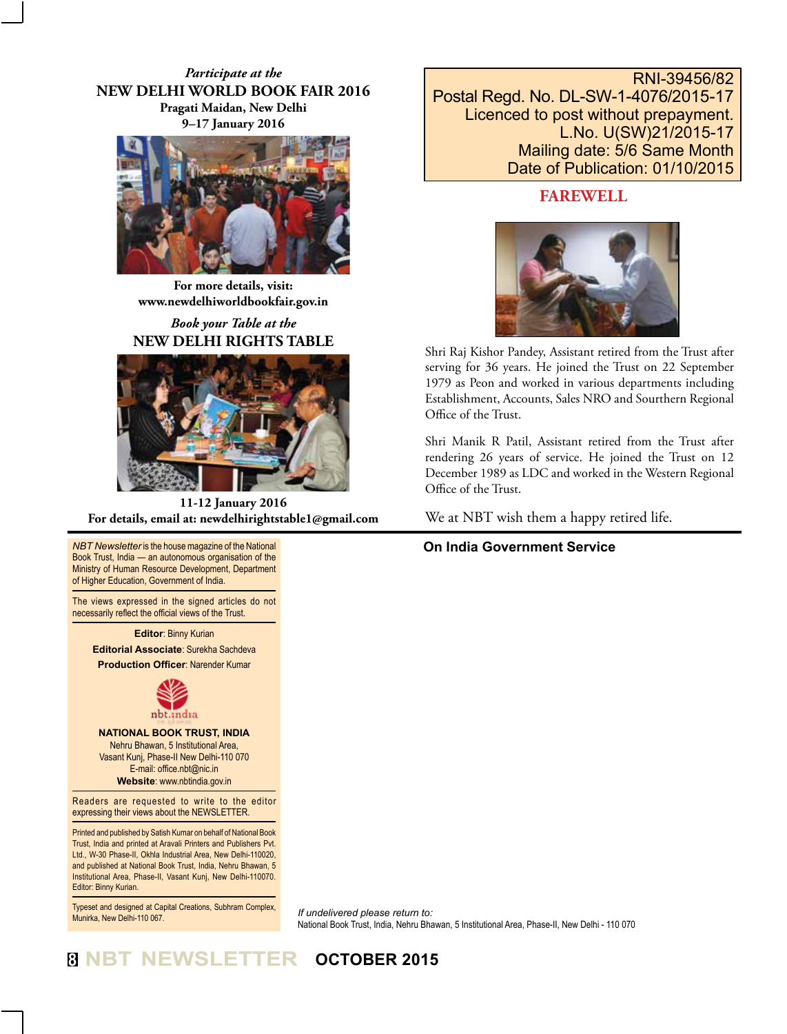*Participate at the*

## NEW DELHI WORLD BOOK FAIR 2016

**Pragati Maidan, New Delhi**

**9–17 January 2016**

**For more details, visit: www.newdelhiworldbookfair.gov.in**

*Book your Table at the*

## NEW DELHI RIGHTS TABLE

**11-12 January 2016**

**For details, email at: newdelhirightstable1@gmail.com**

RNI-39456/82
Postal Regd. No. DL-SW-1-4076/2015-17
Licenced to post without prepayment.
L.No. U(SW)21/2015-17
Mailing date: 5/6 Same Month
Date of Publication: 01/10/2015

## FAREWELL

Shri Raj Kishor Pandey, Assistant retired from the Trust after serving for 36 years. He joined the Trust on 22 September 1979 as Peon and worked in various departments including Establishment, Accounts, Sales NRO and Sourthern Regional Office of the Trust.

Shri Manik R Patil, Assistant retired from the Trust after rendering 26 years of service. He joined the Trust on 12 December 1989 as LDC and worked in the Western Regional Office of the Trust.

We at NBT wish them a happy retired life.

*NBT Newsletter* is the house magazine of the National Book Trust, India — an autonomous organisation of the Ministry of Human Resource Development, Department of Higher Education, Government of India.

The views expressed in the signed articles do not necessarily reflect the official views of the Trust.

**Editor**: Binny Kurian

**Editorial Associate**: Surekha Sachdeva

**Production Officer**: Narender Kumar

**NATIONAL BOOK TRUST, INDIA**
Nehru Bhawan, 5 Institutional Area,
Vasant Kunj, Phase-II New Delhi-110 070
E-mail: office.nbt@nic.in
**Website**: www.nbtindia.gov.in

Readers are requested to write to the editor expressing their views about the NEWSLETTER.

Printed and published by Satish Kumar on behalf of National Book Trust, India and printed at Aravali Printers and Publishers Pvt. Ltd., W-30 Phase-II, Okhla Industrial Area, New Delhi-110020, and published at National Book Trust, India, Nehru Bhawan, 5 Institutional Area, Phase-II, Vasant Kunj, New Delhi-110070. Editor: Binny Kurian.

Typeset and designed at Capital Creations, Subhram Complex, Munirka, New Delhi-110 067.

**On India Government Service**

*If undelivered please return to:*
National Book Trust, India, Nehru Bhawan, 5 Institutional Area, Phase-II, New Delhi - 110 070